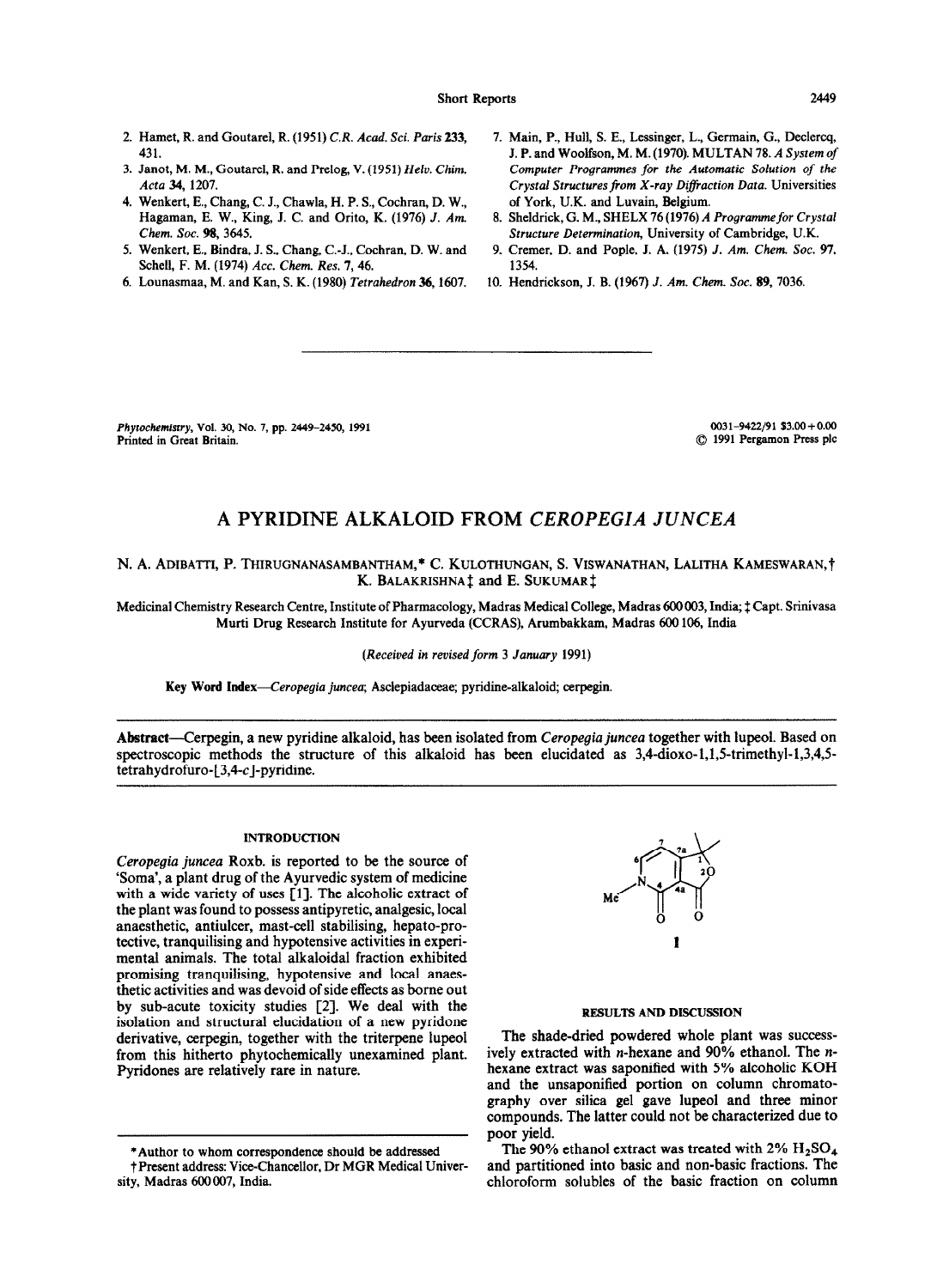2. Hamet, R. and Goutarel, R. (1951) *C.R. Acad. Sci. Paris* **233**, 431.
3. Janot, M. M., Goutarel, R. and Prelog, V. (1951) *Helv. Chim. Acta* **34**, 1207.
4. Wenkert, E., Chang, C. J., Chawla, H. P. S., Cochran, D. W., Hagaman, E. W., King, J. C. and Orito, K. (1976) *J. Am. Chem. Soc.* **98**, 3645.
5. Wenkert, E., Bindra, J. S., Chang, C.-J., Cochran, D. W. and Schell, F. M. (1974) *Acc. Chem. Res.* **7**, 46.
6. Lounasmaa, M. and Kan, S. K. (1980) *Tetrahedron* **36**, 1607.
7. Main, P., Hull, S. E., Lessinger, L., Germain, G., Declercq, J. P. and Woolfson, M. M. (1970). MULTAN 78. *A System of Computer Programmes for the Automatic Solution of the Crystal Structures from X-ray Diffraction Data.* Universities of York, U.K. and Luvain, Belgium.
8. Sheldrick, G. M., SHELX 76 (1976) *A Programme for Crystal Structure Determination*, University of Cambridge, U.K.
9. Cremer, D. and Pople, J. A. (1975) *J. Am. Chem. Soc.* **97**, 1354.
10. Hendrickson, J. B. (1967) *J. Am. Chem. Soc.* **89**, 7036.

---

*Phytochemistry*, Vol. 30, No. 7, pp. 2449–2450, 1991
Printed in Great Britain.

0031-9422/91 $3.00 + 0.00
© 1991 Pergamon Press plc

# A PYRIDINE ALKALOID FROM *CEROPEGIA JUNCEA*

N. A. ADIBATTI, P. THIRUGNANASAMBANTHAM,* C. KULOTHUNGAN, S. VISWANATHAN, LALITHA KAMESWARAN,† K. BALAKRISHNA‡ and E. SUKUMAR‡

Medicinal Chemistry Research Centre, Institute of Pharmacology, Madras Medical College, Madras 600 003, India; ‡ Capt. Srinivasa Murti Drug Research Institute for Ayurveda (CCRAS), Arumbakkam, Madras 600 106, India

(*Received in revised form 3 January 1991*)

**Key Word Index**—*Ceropegia juncea*; Asclepiadaceae; pyridine-alkaloid; cerpegin.

**Abstract**—Cerpegin, a new pyridine alkaloid, has been isolated from *Ceropegia juncea* together with lupeol. Based on spectroscopic methods the structure of this alkaloid has been elucidated as 3,4-dioxo-1,1,5-trimethyl-1,3,4,5-tetrahydrofuro-[3,4-*c*]-pyridine.

## INTRODUCTION

*Ceropegia juncea* Roxb. is reported to be the source of 'Soma', a plant drug of the Ayurvedic system of medicine with a wide variety of uses [1]. The alcoholic extract of the plant was found to possess antipyretic, analgesic, local anaesthetic, antiulcer, mast-cell stabilising, hepato-protective, tranquilising and hypotensive activities in experimental animals. The total alkaloidal fraction exhibited promising tranquilising, hypotensive and local anaesthetic activities and was devoid of side effects as borne out by sub-acute toxicity studies [2]. We deal with the isolation and structural elucidation of a new pyridone derivative, cerpegin, together with the triterpene lupeol from this hitherto phytochemically unexamined plant. Pyridones are relatively rare in nature.

**1**

## RESULTS AND DISCUSSION

The shade-dried powdered whole plant was successively extracted with *n*-hexane and 90% ethanol. The *n*-hexane extract was saponified with 5% alcoholic KOH and the unsaponified portion on column chromatography over silica gel gave lupeol and three minor compounds. The latter could not be characterized due to poor yield.

The 90% ethanol extract was treated with 2% $H_2SO_4$ and partitioned into basic and non-basic fractions. The chloroform solubles of the basic fraction on column

---

*Author to whom correspondence should be addressed

†Present address: Vice-Chancellor, Dr MGR Medical University, Madras 600 007, India.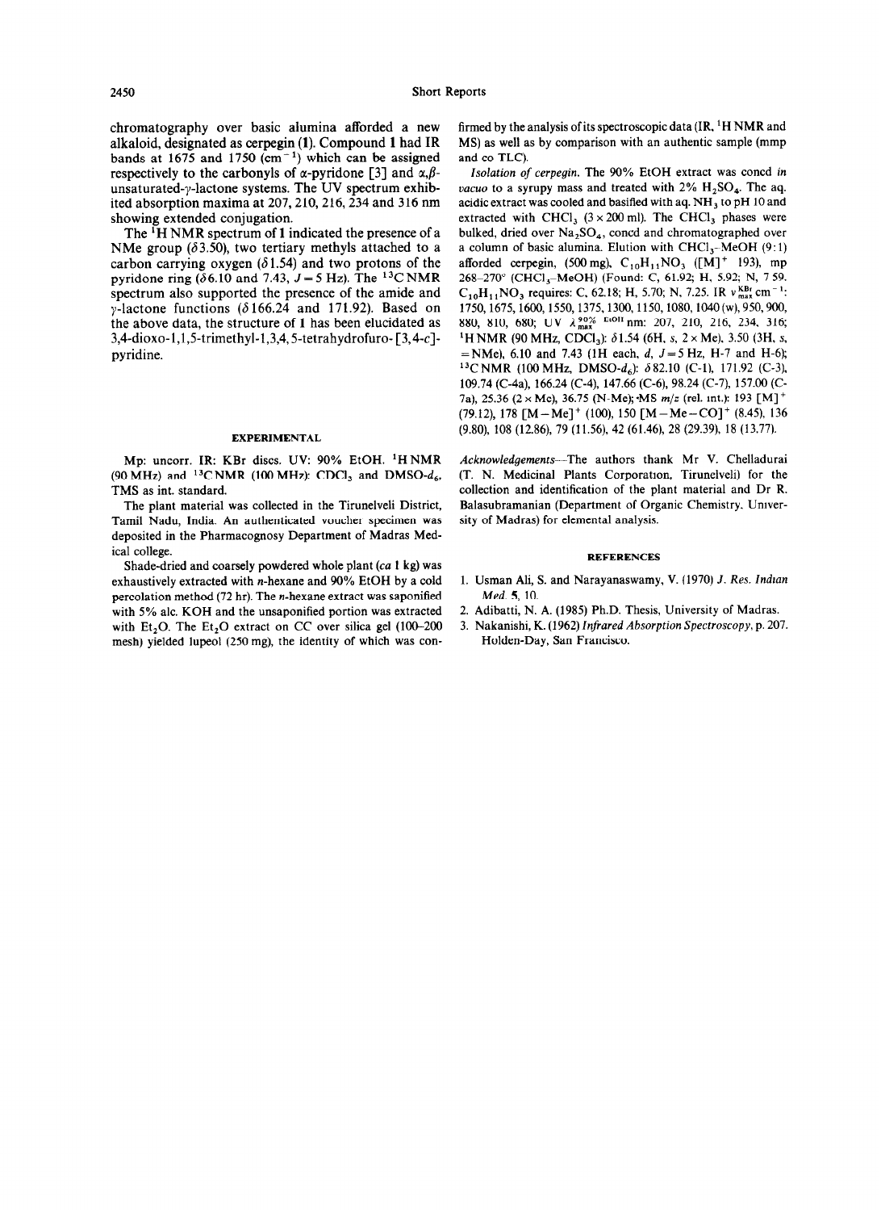chromatography over basic alumina afforded a new alkaloid, designated as cerpegin (1). Compound 1 had IR bands at 1675 and 1750 (cm$^{-1}$) which can be assigned respectively to the carbonyls of α-pyridone [3] and α,β-unsaturated-γ-lactone systems. The UV spectrum exhibited absorption maxima at 207, 210, 216, 234 and 316 nm showing extended conjugation.

The $^1$H NMR spectrum of 1 indicated the presence of a NMe group (δ3.50), two tertiary methyls attached to a carbon carrying oxygen (δ1.54) and two protons of the pyridone ring (δ6.10 and 7.43, $J = 5$ Hz). The $^{13}$C NMR spectrum also supported the presence of the amide and γ-lactone functions (δ166.24 and 171.92). Based on the above data, the structure of 1 has been elucidated as 3,4-dioxo-1,1,5-trimethyl-1,3,4,5-tetrahydrofuro-[3,4-*c*]-pyridine.

## EXPERIMENTAL

Mp: uncorr. IR: KBr discs. UV: 90% EtOH. $^1$H NMR (90 MHz) and $^{13}$C NMR (100 MHz): $CDCl_3$ and DMSO-$d_6$, TMS as int. standard.

The plant material was collected in the Tirunelveli District, Tamil Nadu, India. An authenticated voucher specimen was deposited in the Pharmacognosy Department of Madras Medical college.

Shade-dried and coarsely powdered whole plant (*ca* 1 kg) was exhaustively extracted with *n*-hexane and 90% EtOH by a cold percolation method (72 hr). The *n*-hexane extract was saponified with 5% alc. KOH and the unsaponified portion was extracted with $Et_2O$. The $Et_2O$ extract on CC over silica gel (100–200 mesh) yielded lupeol (250 mg), the identity of which was confirmed by the analysis of its spectroscopic data (IR, $^1$H NMR and MS) as well as by comparison with an authentic sample (mmp and co TLC).

*Isolation of cerpegin.* The 90% EtOH extract was concd *in vacuo* to a syrupy mass and treated with 2% $H_2SO_4$. The aq. acidic extract was cooled and basified with aq. $NH_3$ to pH 10 and extracted with $CHCl_3$ (3 × 200 ml). The $CHCl_3$ phases were bulked, dried over $Na_2SO_4$, concd and chromatographed over a column of basic alumina. Elution with $CHCl_3$–MeOH (9:1) afforded cerpegin, (500 mg), $C_{10}H_{11}NO_3$ ([M]$^+$ 193), mp 268–270° ($CHCl_3$–MeOH) (Found: C, 61.92; H, 5.92; N, 7.59. $C_{10}H_{11}NO_3$ requires: C, 62.18; H, 5.70; N, 7.25. IR $\nu_{max}^{KBr}$ cm$^{-1}$: 1750, 1675, 1600, 1550, 1375, 1300, 1150, 1080, 1040 (w), 950, 900, 880, 810, 680; UV $\lambda_{max}^{90\%\ EtOH}$ nm: 207, 210, 216, 234, 316; $^1$H NMR (90 MHz, $CDCl_3$): δ1.54 (6H, *s*, 2 × Me), 3.50 (3H, *s*, =NMe), 6.10 and 7.43 (1H each, *d*, $J = 5$ Hz, H-7 and H-6); $^{13}$C NMR (100 MHz, DMSO-$d_6$): δ82.10 (C-1), 171.92 (C-3), 109.74 (C-4a), 166.24 (C-4), 147.66 (C-6), 98.24 (C-7), 157.00 (C-7a), 25.36 (2 × Me), 36.75 (N-Me); MS *m/z* (rel. int.): 193 [M]$^+$ (79.12), 178 [M − Me]$^+$ (100), 150 [M − Me − CO]$^+$ (8.45), 136 (9.80), 108 (12.86), 79 (11.56), 42 (61.46), 28 (29.39), 18 (13.77).

*Acknowledgements*—The authors thank Mr V. Chelladurai (T. N. Medicinal Plants Corporation, Tirunelveli) for the collection and identification of the plant material and Dr R. Balasubramanian (Department of Organic Chemistry, University of Madras) for elemental analysis.

## REFERENCES

1. Usman Ali, S. and Narayanaswamy, V. (1970) *J. Res. Indian Med.* **5**, 10.
2. Adibatti, N. A. (1985) Ph.D. Thesis, University of Madras.
3. Nakanishi, K. (1962) *Infrared Absorption Spectroscopy*, p. 207. Holden-Day, San Francisco.